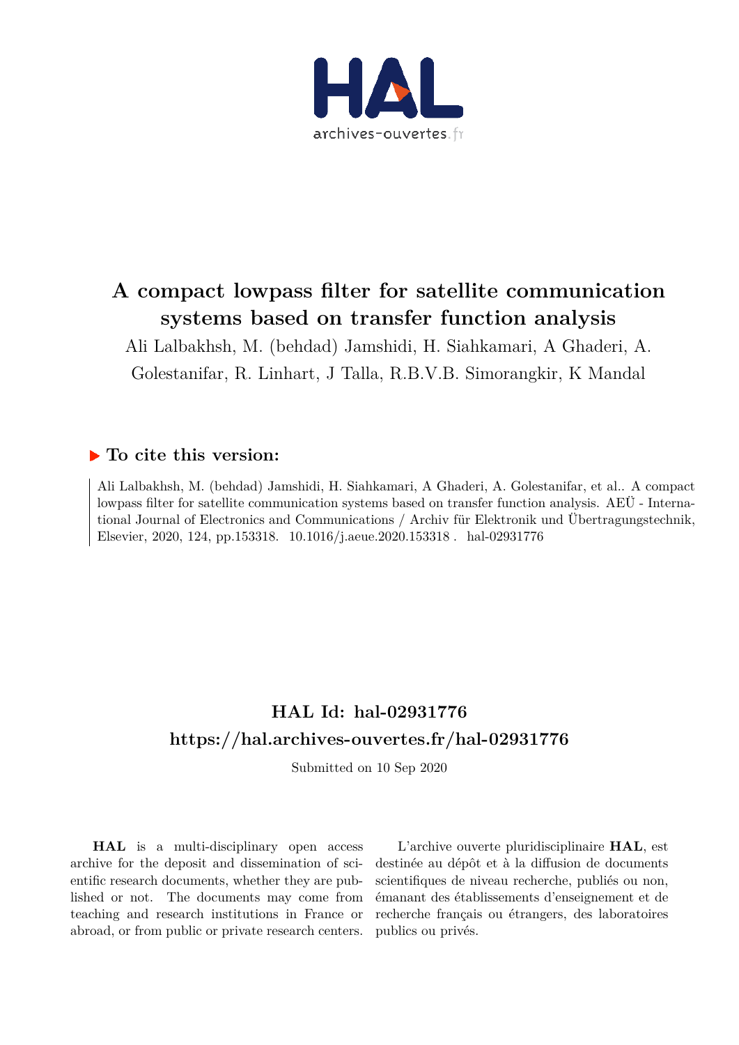# A compact lowpass filter for satellite communication systems based on transfer function analysis

Ali Lalbakhsh, M. (behdad) Jamshidi, H. Siahkamari, A Ghaderi, A. Golestanifar, R. Linhart, J Talla, R.B.V.B. Simorangkir, K Mandal

## To cite this version:

Ali Lalbakhsh, M. (behdad) Jamshidi, H. Siahkamari, A Ghaderi, A. Golestanifar, et al.. A compact lowpass filter for satellite communication systems based on transfer function analysis. AEÜ - International Journal of Electronics and Communications / Archiv für Elektronik und Übertragungstechnik, Elsevier, 2020, 124, pp.153318. 10.1016/j.aeue.2020.153318 . hal-02931776

## HAL Id: hal-02931776
## https://hal.archives-ouvertes.fr/hal-02931776

Submitted on 10 Sep 2020

**HAL** is a multi-disciplinary open access archive for the deposit and dissemination of scientific research documents, whether they are published or not. The documents may come from teaching and research institutions in France or abroad, or from public or private research centers.

L'archive ouverte pluridisciplinaire **HAL**, est destinée au dépôt et à la diffusion de documents scientifiques de niveau recherche, publiés ou non, émanant des établissements d'enseignement et de recherche français ou étrangers, des laboratoires publics ou privés.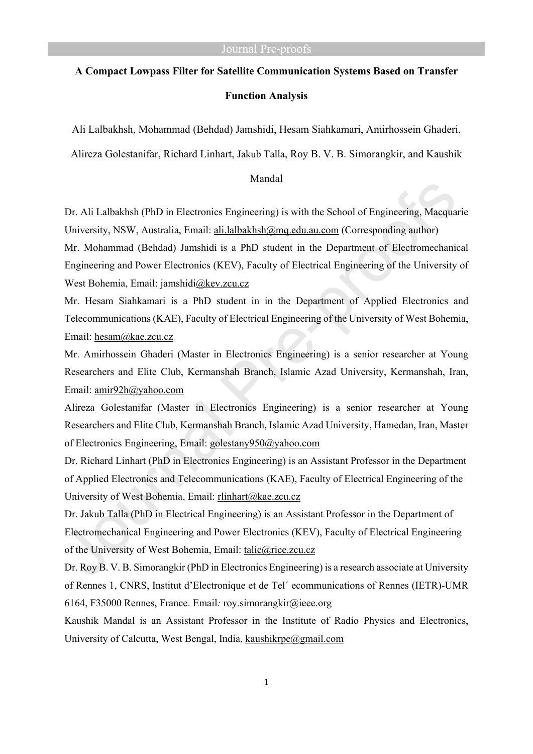# A Compact Lowpass Filter for Satellite Communication Systems Based on Transfer Function Analysis

Ali Lalbakhsh, Mohammad (Behdad) Jamshidi, Hesam Siahkamari, Amirhossein Ghaderi, Alireza Golestanifar, Richard Linhart, Jakub Talla, Roy B. V. B. Simorangkir, and Kaushik Mandal

Dr. Ali Lalbakhsh (PhD in Electronics Engineering) is with the School of Engineering, Macquarie University, NSW, Australia, Email: ali.lalbakhsh@mq.edu.au.com (Corresponding author)

Mr. Mohammad (Behdad) Jamshidi is a PhD student in the Department of Electromechanical Engineering and Power Electronics (KEV), Faculty of Electrical Engineering of the University of West Bohemia, Email: jamshidi@kev.zcu.cz

Mr. Hesam Siahkamari is a PhD student in in the Department of Applied Electronics and Telecommunications (KAE), Faculty of Electrical Engineering of the University of West Bohemia, Email: hesam@kae.zcu.cz

Mr. Amirhossein Ghaderi (Master in Electronics Engineering) is a senior researcher at Young Researchers and Elite Club, Kermanshah Branch, Islamic Azad University, Kermanshah, Iran, Email: amir92h@yahoo.com

Alireza Golestanifar (Master in Electronics Engineering) is a senior researcher at Young Researchers and Elite Club, Kermanshah Branch, Islamic Azad University, Hamedan, Iran, Master of Electronics Engineering, Email: golestany950@yahoo.com

Dr. Richard Linhart (PhD in Electronics Engineering) is an Assistant Professor in the Department of Applied Electronics and Telecommunications (KAE), Faculty of Electrical Engineering of the University of West Bohemia, Email: rlinhart@kae.zcu.cz

Dr. Jakub Talla (PhD in Electrical Engineering) is an Assistant Professor in the Department of Electromechanical Engineering and Power Electronics (KEV), Faculty of Electrical Engineering of the University of West Bohemia, Email: talic@rice.zcu.cz

Dr. Roy B. V. B. Simorangkir (PhD in Electronics Engineering) is a research associate at University of Rennes 1, CNRS, Institut d'Electronique et de Tel´ ecommunications of Rennes (IETR)-UMR 6164, F35000 Rennes, France. Email: roy.simorangkir@ieee.org

Kaushik Mandal is an Assistant Professor in the Institute of Radio Physics and Electronics, University of Calcutta, West Bengal, India, kaushikrpe@gmail.com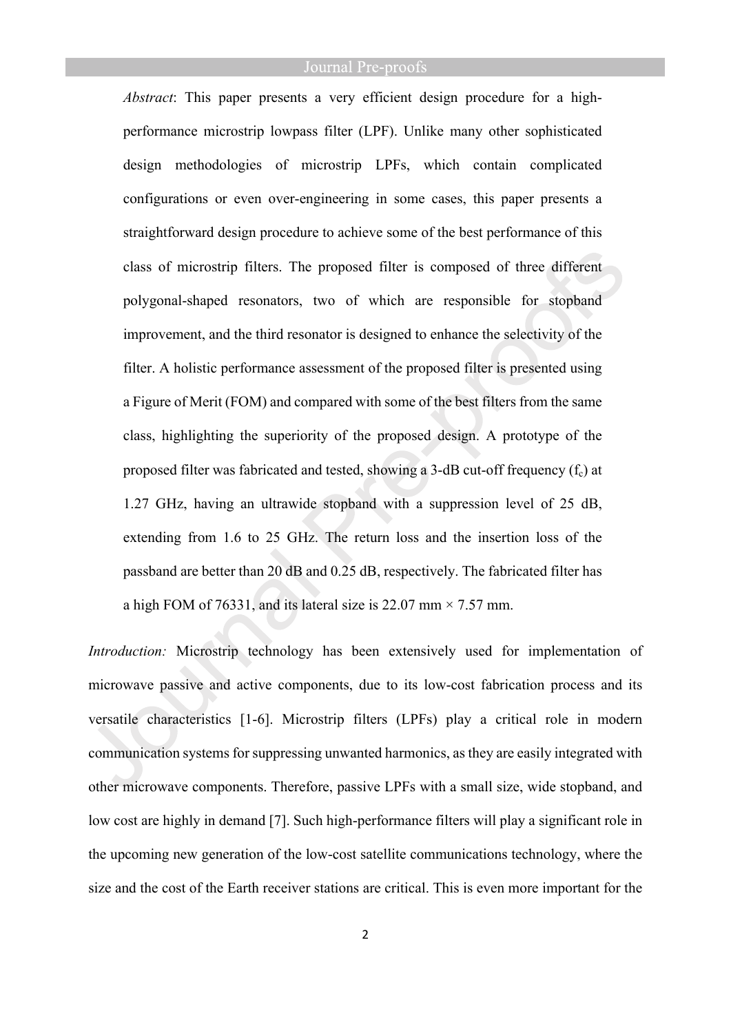*Abstract*: This paper presents a very efficient design procedure for a high-performance microstrip lowpass filter (LPF). Unlike many other sophisticated design methodologies of microstrip LPFs, which contain complicated configurations or even over-engineering in some cases, this paper presents a straightforward design procedure to achieve some of the best performance of this class of microstrip filters. The proposed filter is composed of three different polygonal-shaped resonators, two of which are responsible for stopband improvement, and the third resonator is designed to enhance the selectivity of the filter. A holistic performance assessment of the proposed filter is presented using a Figure of Merit (FOM) and compared with some of the best filters from the same class, highlighting the superiority of the proposed design. A prototype of the proposed filter was fabricated and tested, showing a 3-dB cut-off frequency ($f_c$) at 1.27 GHz, having an ultrawide stopband with a suppression level of 25 dB, extending from 1.6 to 25 GHz. The return loss and the insertion loss of the passband are better than 20 dB and 0.25 dB, respectively. The fabricated filter has a high FOM of 76331, and its lateral size is 22.07 mm × 7.57 mm.

*Introduction:* Microstrip technology has been extensively used for implementation of microwave passive and active components, due to its low-cost fabrication process and its versatile characteristics [1-6]. Microstrip filters (LPFs) play a critical role in modern communication systems for suppressing unwanted harmonics, as they are easily integrated with other microwave components. Therefore, passive LPFs with a small size, wide stopband, and low cost are highly in demand [7]. Such high-performance filters will play a significant role in the upcoming new generation of the low-cost satellite communications technology, where the size and the cost of the Earth receiver stations are critical. This is even more important for the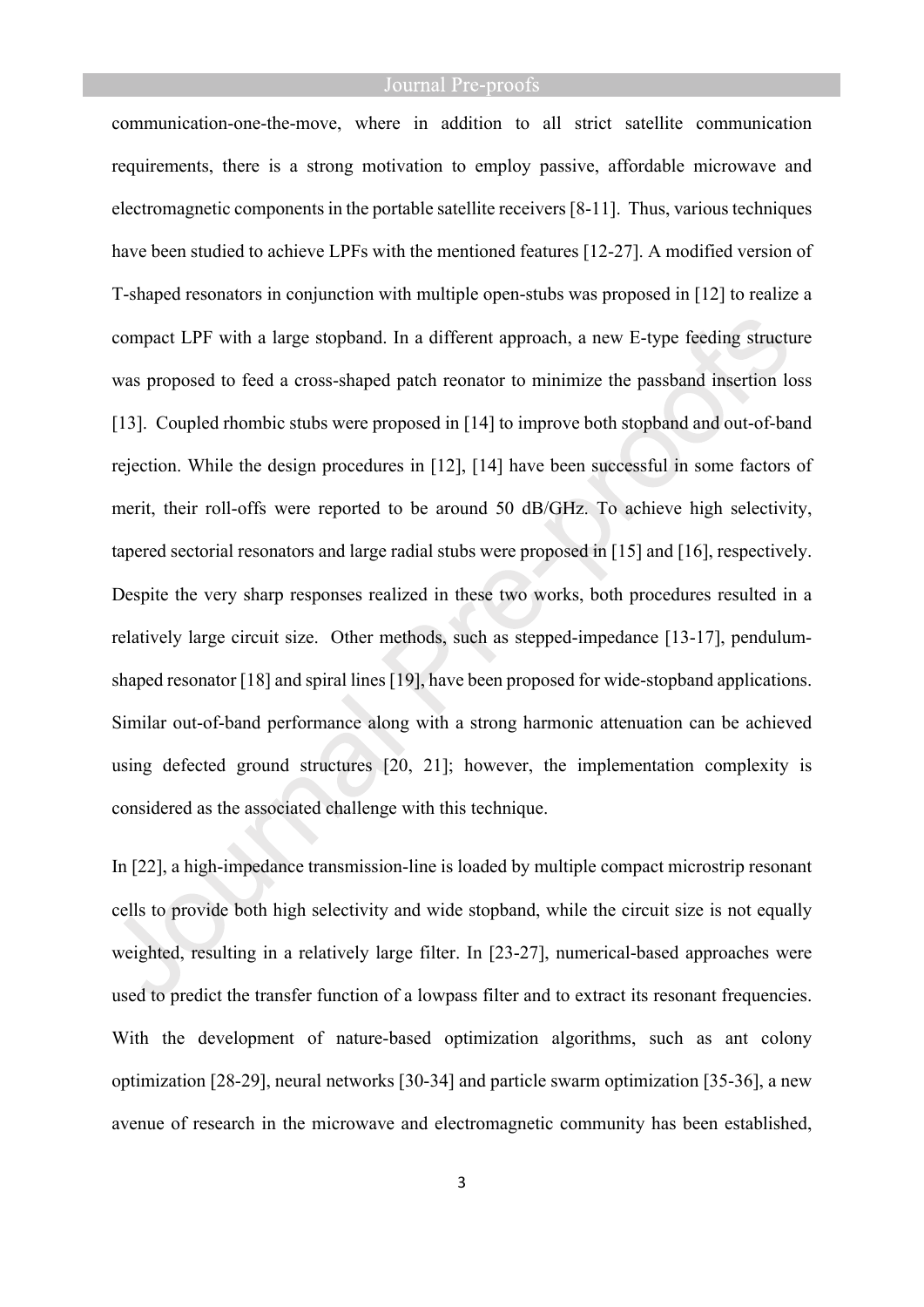communication-one-the-move, where in addition to all strict satellite communication requirements, there is a strong motivation to employ passive, affordable microwave and electromagnetic components in the portable satellite receivers [8-11]. Thus, various techniques have been studied to achieve LPFs with the mentioned features [12-27]. A modified version of T-shaped resonators in conjunction with multiple open-stubs was proposed in [12] to realize a compact LPF with a large stopband. In a different approach, a new E-type feeding structure was proposed to feed a cross-shaped patch reonator to minimize the passband insertion loss [13]. Coupled rhombic stubs were proposed in [14] to improve both stopband and out-of-band rejection. While the design procedures in [12], [14] have been successful in some factors of merit, their roll-offs were reported to be around 50 dB/GHz. To achieve high selectivity, tapered sectorial resonators and large radial stubs were proposed in [15] and [16], respectively. Despite the very sharp responses realized in these two works, both procedures resulted in a relatively large circuit size. Other methods, such as stepped-impedance [13-17], pendulum-shaped resonator [18] and spiral lines [19], have been proposed for wide-stopband applications. Similar out-of-band performance along with a strong harmonic attenuation can be achieved using defected ground structures [20, 21]; however, the implementation complexity is considered as the associated challenge with this technique.

In [22], a high-impedance transmission-line is loaded by multiple compact microstrip resonant cells to provide both high selectivity and wide stopband, while the circuit size is not equally weighted, resulting in a relatively large filter. In [23-27], numerical-based approaches were used to predict the transfer function of a lowpass filter and to extract its resonant frequencies. With the development of nature-based optimization algorithms, such as ant colony optimization [28-29], neural networks [30-34] and particle swarm optimization [35-36], a new avenue of research in the microwave and electromagnetic community has been established,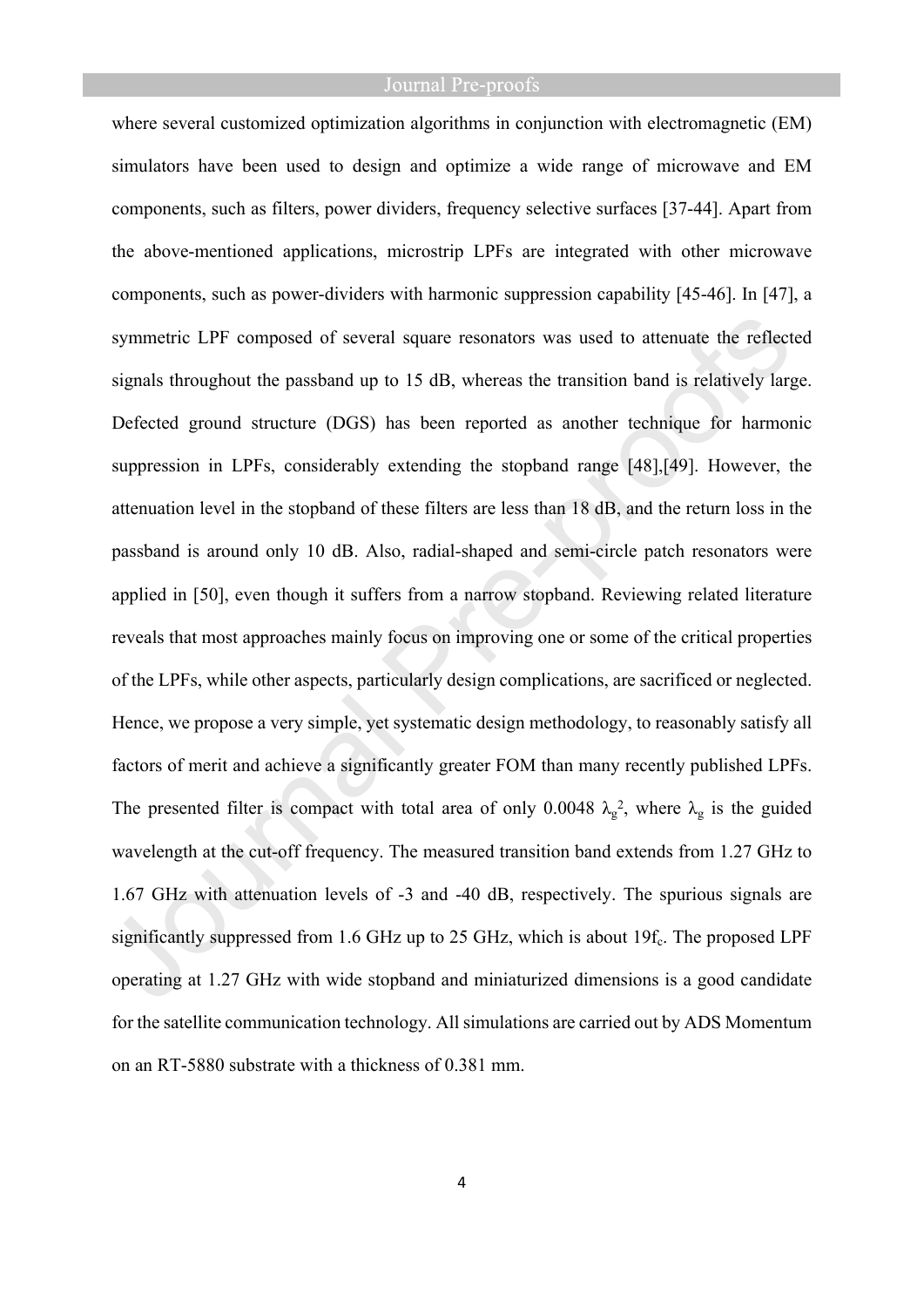where several customized optimization algorithms in conjunction with electromagnetic (EM) simulators have been used to design and optimize a wide range of microwave and EM components, such as filters, power dividers, frequency selective surfaces [37-44]. Apart from the above-mentioned applications, microstrip LPFs are integrated with other microwave components, such as power-dividers with harmonic suppression capability [45-46]. In [47], a symmetric LPF composed of several square resonators was used to attenuate the reflected signals throughout the passband up to 15 dB, whereas the transition band is relatively large. Defected ground structure (DGS) has been reported as another technique for harmonic suppression in LPFs, considerably extending the stopband range [48],[49]. However, the attenuation level in the stopband of these filters are less than 18 dB, and the return loss in the passband is around only 10 dB. Also, radial-shaped and semi-circle patch resonators were applied in [50], even though it suffers from a narrow stopband. Reviewing related literature reveals that most approaches mainly focus on improving one or some of the critical properties of the LPFs, while other aspects, particularly design complications, are sacrificed or neglected. Hence, we propose a very simple, yet systematic design methodology, to reasonably satisfy all factors of merit and achieve a significantly greater FOM than many recently published LPFs. The presented filter is compact with total area of only 0.0048 $\lambda_g^2$, where $\lambda_g$ is the guided wavelength at the cut-off frequency. The measured transition band extends from 1.27 GHz to 1.67 GHz with attenuation levels of -3 and -40 dB, respectively. The spurious signals are significantly suppressed from 1.6 GHz up to 25 GHz, which is about 19$f_c$. The proposed LPF operating at 1.27 GHz with wide stopband and miniaturized dimensions is a good candidate for the satellite communication technology. All simulations are carried out by ADS Momentum on an RT-5880 substrate with a thickness of 0.381 mm.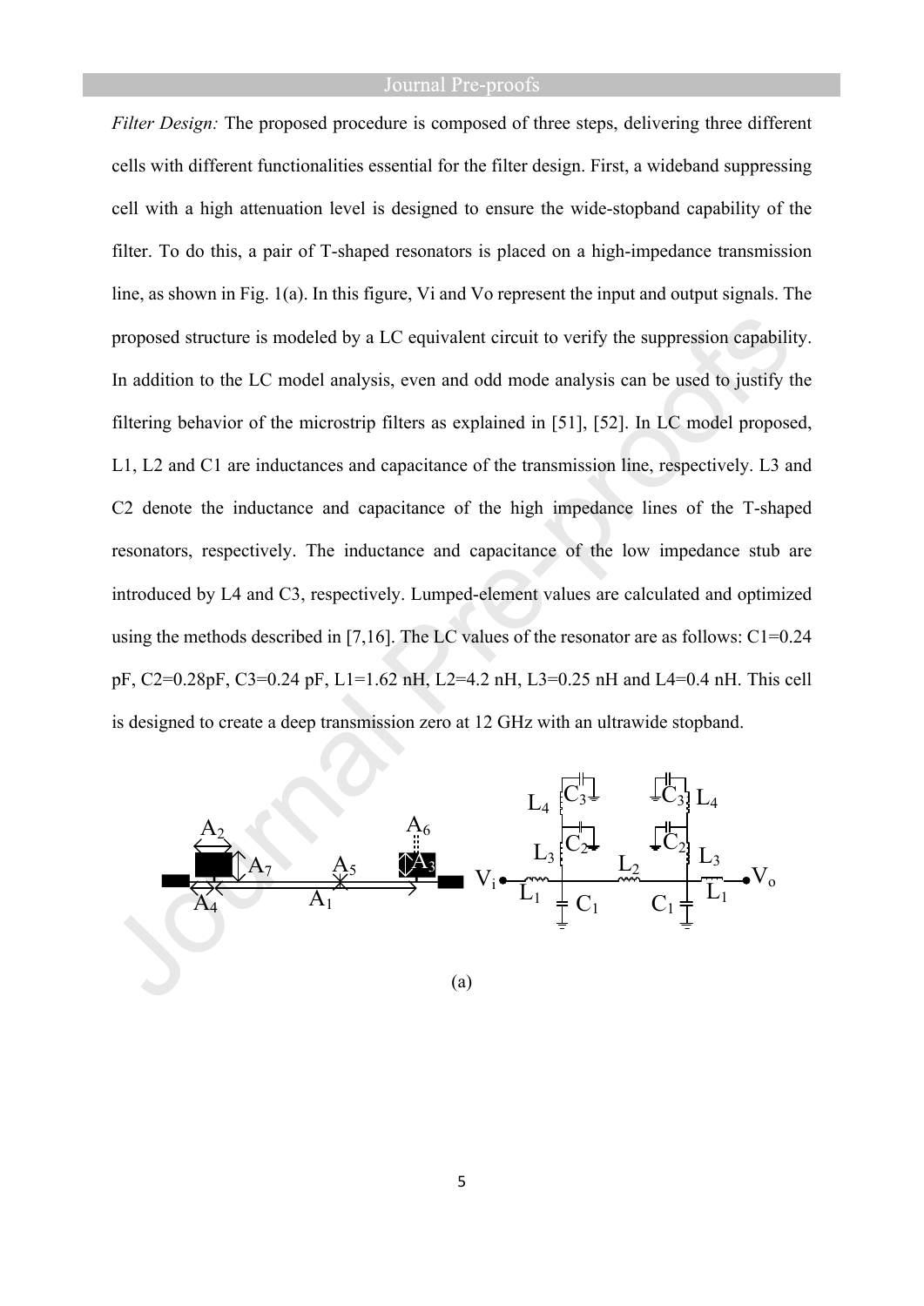*Filter Design:* The proposed procedure is composed of three steps, delivering three different cells with different functionalities essential for the filter design. First, a wideband suppressing cell with a high attenuation level is designed to ensure the wide-stopband capability of the filter. To do this, a pair of T-shaped resonators is placed on a high-impedance transmission line, as shown in Fig. 1(a). In this figure, Vi and Vo represent the input and output signals. The proposed structure is modeled by a LC equivalent circuit to verify the suppression capability. In addition to the LC model analysis, even and odd mode analysis can be used to justify the filtering behavior of the microstrip filters as explained in [51], [52]. In LC model proposed, L1, L2 and C1 are inductances and capacitance of the transmission line, respectively. L3 and C2 denote the inductance and capacitance of the high impedance lines of the T-shaped resonators, respectively. The inductance and capacitance of the low impedance stub are introduced by L4 and C3, respectively. Lumped-element values are calculated and optimized using the methods described in [7,16]. The LC values of the resonator are as follows: C1=0.24 pF, C2=0.28pF, C3=0.24 pF, L1=1.62 nH, L2=4.2 nH, L3=0.25 nH and L4=0.4 nH. This cell is designed to create a deep transmission zero at 12 GHz with an ultrawide stopband.

(a)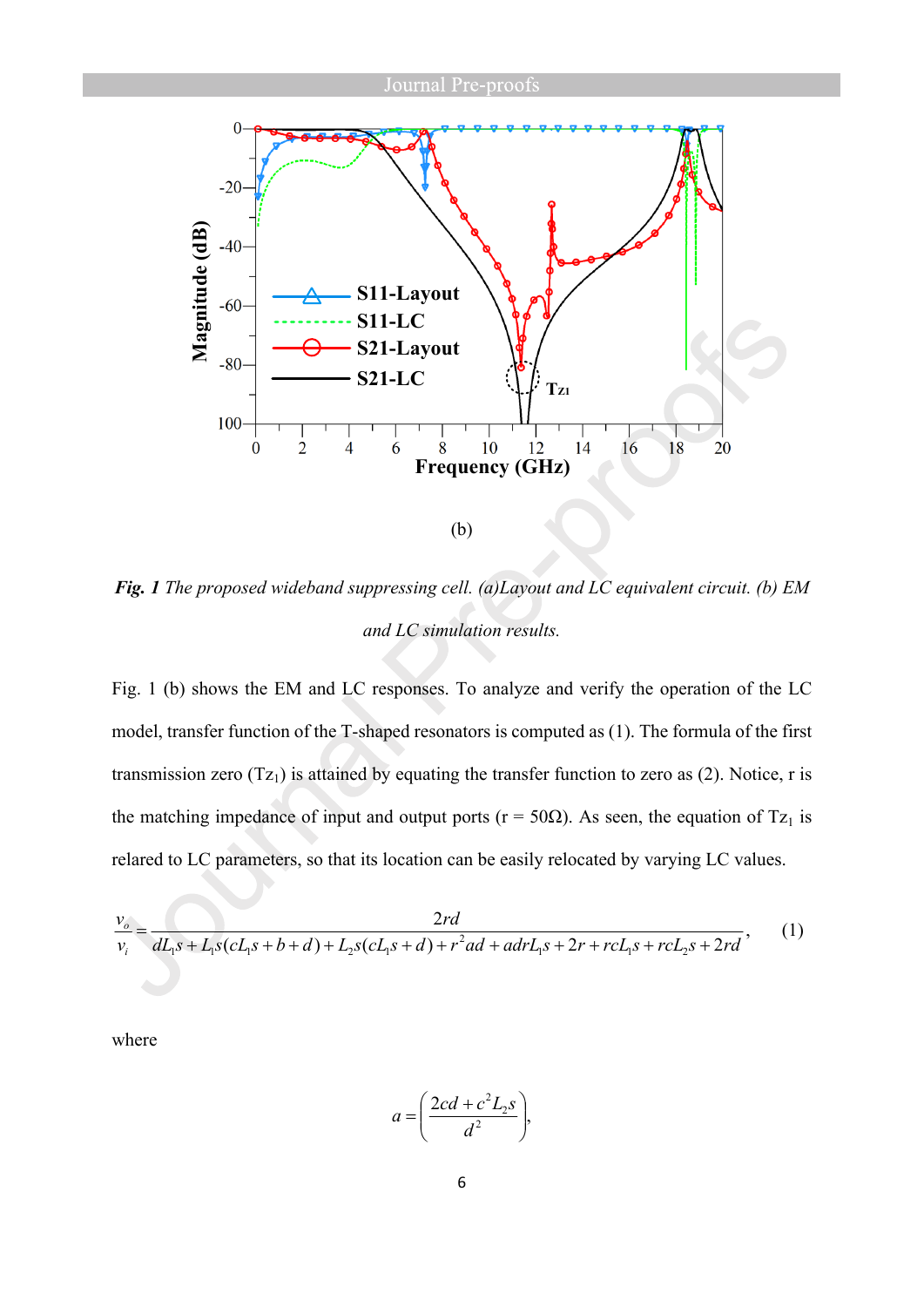(b)

***Fig. 1** The proposed wideband suppressing cell. (a)Layout and LC equivalent circuit. (b) EM and LC simulation results.*

Fig. 1 (b) shows the EM and LC responses. To analyze and verify the operation of the LC model, transfer function of the T-shaped resonators is computed as (1). The formula of the first transmission zero ($Tz_1$) is attained by equating the transfer function to zero as (2). Notice, r is the matching impedance of input and output ports (r = 50Ω). As seen, the equation of $Tz_1$ is relared to LC parameters, so that its location can be easily relocated by varying LC values.

$$\frac{v_o}{v_i} = \frac{2rd}{dL_1 s + L_1 s(cL_1 s + b + d) + L_2 s(cL_1 s + d) + r^2 ad + adrL_1 s + 2r + rcL_1 s + rcL_2 s + 2rd}, \qquad (1)$$

where

$$a = \left( \frac{2cd + c^2 L_2 s}{d^2} \right),$$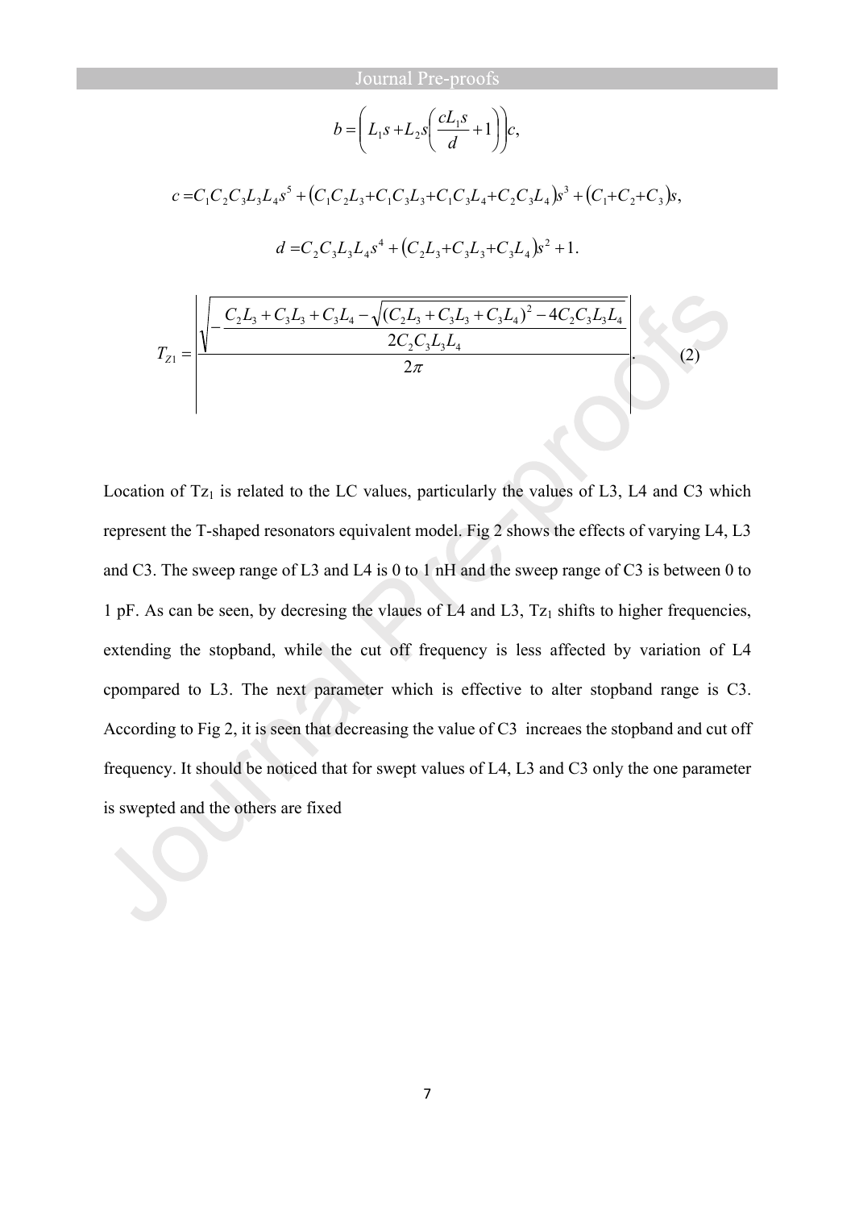$$b = \left( L_1 s + L_2 s \left( \frac{c L_1 s}{d} + 1 \right) \right) c,$$

$$c = C_1 C_2 C_3 L_3 L_4 s^5 + \left( C_1 C_2 L_3 + C_1 C_3 L_3 + C_1 C_3 L_4 + C_2 C_3 L_4 \right) s^3 + \left( C_1 + C_2 + C_3 \right) s,$$

$$d = C_2 C_3 L_3 L_4 s^4 + \left( C_2 L_3 + C_3 L_3 + C_3 L_4 \right) s^2 + 1.$$

$$T_{Z1} = \left| \frac{\sqrt{-\dfrac{C_2 L_3 + C_3 L_3 + C_3 L_4 - \sqrt{(C_2 L_3 + C_3 L_3 + C_3 L_4)^2 - 4 C_2 C_3 L_3 L_4}}{2 C_2 C_3 L_3 L_4}}}{2\pi} \right|. \quad (2)$$

Location of $Tz_1$ is related to the LC values, particularly the values of L3, L4 and C3 which represent the T-shaped resonators equivalent model. Fig 2 shows the effects of varying L4, L3 and C3. The sweep range of L3 and L4 is 0 to 1 nH and the sweep range of C3 is between 0 to 1 pF. As can be seen, by decresing the vlaues of L4 and L3, $Tz_1$ shifts to higher frequencies, extending the stopband, while the cut off frequency is less affected by variation of L4 cpompared to L3. The next parameter which is effective to alter stopband range is C3. According to Fig 2, it is seen that decreasing the value of C3 increaes the stopband and cut off frequency. It should be noticed that for swept values of L4, L3 and C3 only the one parameter is swepted and the others are fixed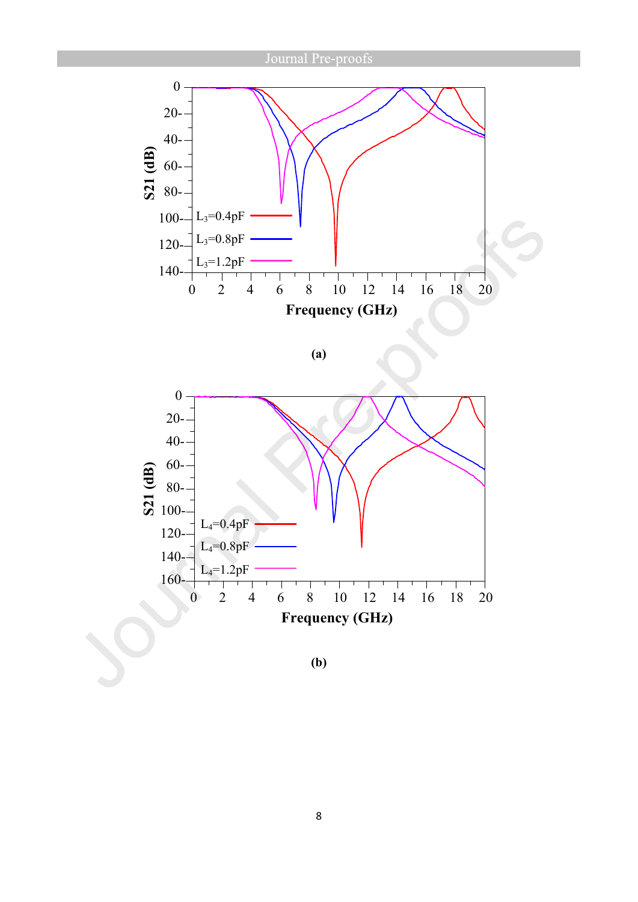(a)

(b)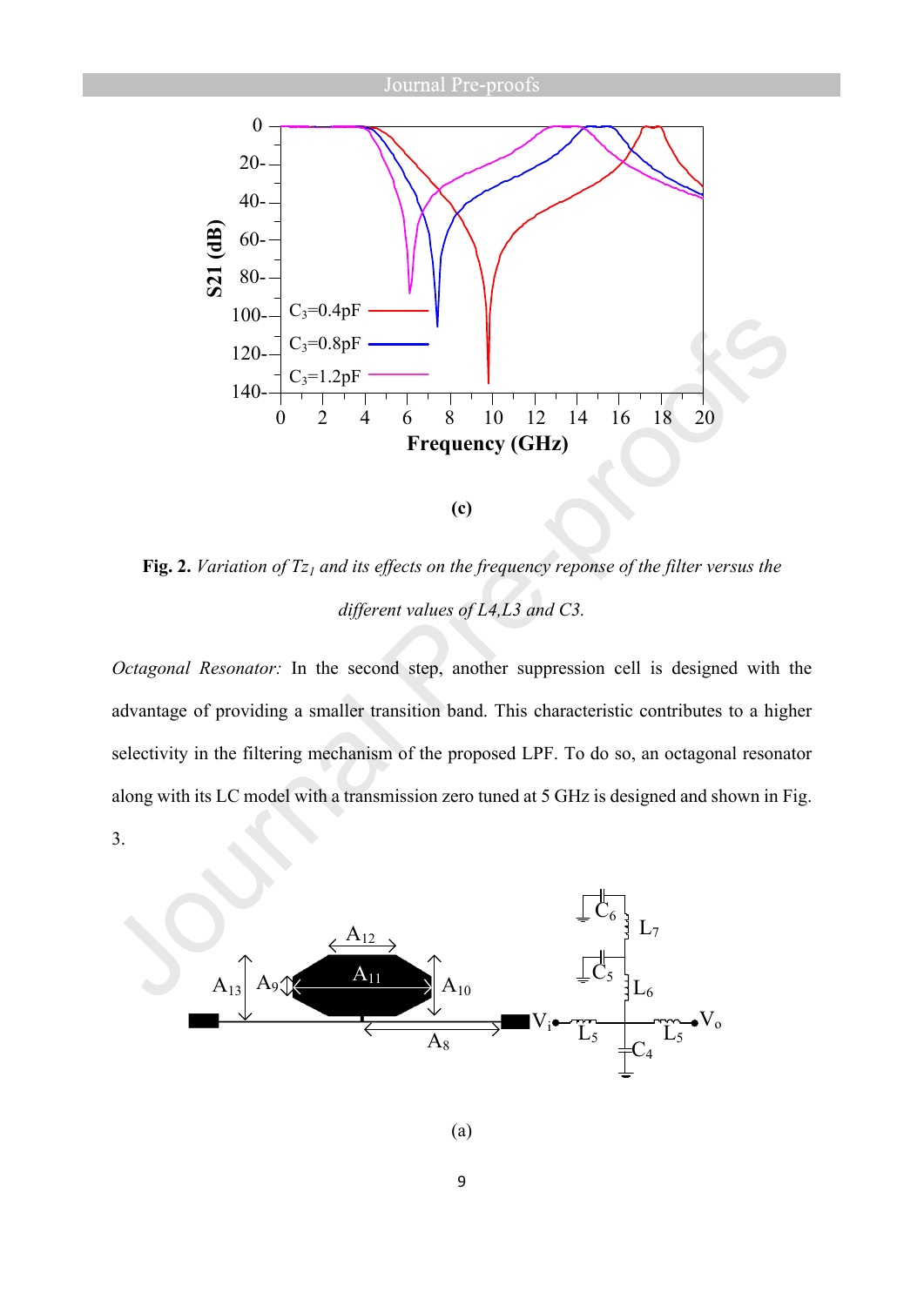(c)

**Fig. 2.** *Variation of $Tz_1$ and its effects on the frequency reponse of the filter versus the different values of L4,L3 and C3.*

*Octagonal Resonator:* In the second step, another suppression cell is designed with the advantage of providing a smaller transition band. This characteristic contributes to a higher selectivity in the filtering mechanism of the proposed LPF. To do so, an octagonal resonator along with its LC model with a transmission zero tuned at 5 GHz is designed and shown in Fig. 3.

(a)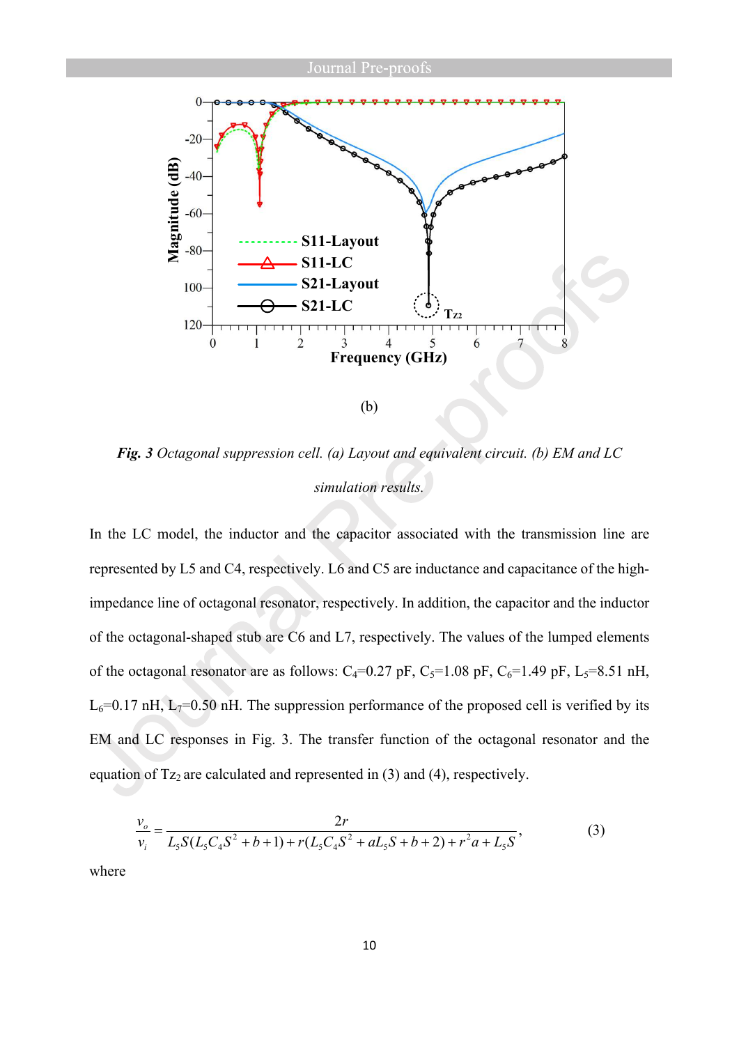(b)

*Fig. 3 Octagonal suppression cell. (a) Layout and equivalent circuit. (b) EM and LC simulation results.*

In the LC model, the inductor and the capacitor associated with the transmission line are represented by L5 and C4, respectively. L6 and C5 are inductance and capacitance of the high-impedance line of octagonal resonator, respectively. In addition, the capacitor and the inductor of the octagonal-shaped stub are C6 and L7, respectively. The values of the lumped elements of the octagonal resonator are as follows: $C_4$=0.27 pF, $C_5$=1.08 pF, $C_6$=1.49 pF, $L_5$=8.51 nH, $L_6$=0.17 nH, $L_7$=0.50 nH. The suppression performance of the proposed cell is verified by its EM and LC responses in Fig. 3. The transfer function of the octagonal resonator and the equation of $Tz_2$ are calculated and represented in (3) and (4), respectively.

$$\frac{v_o}{v_i} = \frac{2r}{L_5 S(L_5 C_4 S^2 + b + 1) + r(L_5 C_4 S^2 + aL_5 S + b + 2) + r^2 a + L_5 S}, \tag{3}$$

where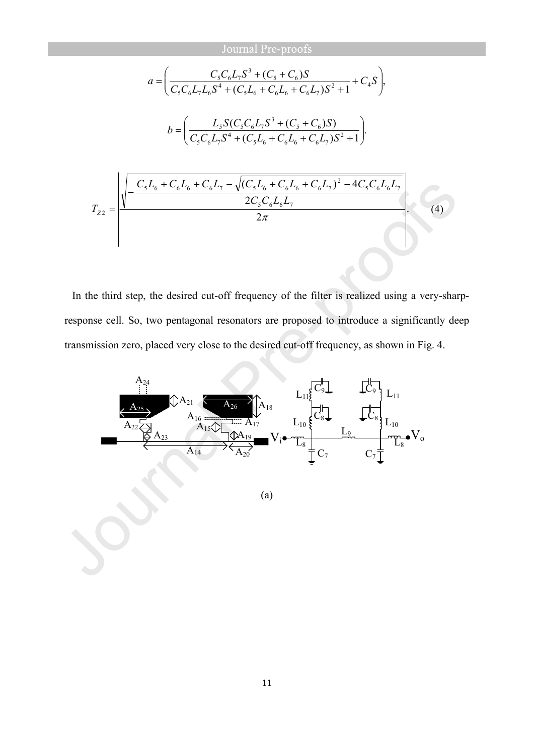$$a = \left( \frac{C_5 C_6 L_7 S^3 + (C_5 + C_6) S}{C_5 C_6 L_7 L_6 S^4 + (C_5 L_6 + C_6 L_6 + C_6 L_7) S^2 + 1} + C_4 S \right),$$

$$b = \left( \frac{L_5 S (C_5 C_6 L_7 S^3 + (C_5 + C_6) S)}{C_5 C_6 L_7 S^4 + (C_5 L_6 + C_6 L_6 + C_6 L_7) S^2 + 1} \right).$$

$$T_{Z2} = \left| \frac{\sqrt{-\dfrac{C_5 L_6 + C_6 L_6 + C_6 L_7 - \sqrt{(C_5 L_6 + C_6 L_6 + C_6 L_7)^2 - 4 C_5 C_6 L_6 L_7}}{2 C_5 C_6 L_6 L_7}}}{2\pi} \right|. \quad (4)$$

In the third step, the desired cut-off frequency of the filter is realized using a very-sharp-response cell. So, two pentagonal resonators are proposed to introduce a significantly deep transmission zero, placed very close to the desired cut-off frequency, as shown in Fig. 4.

(a)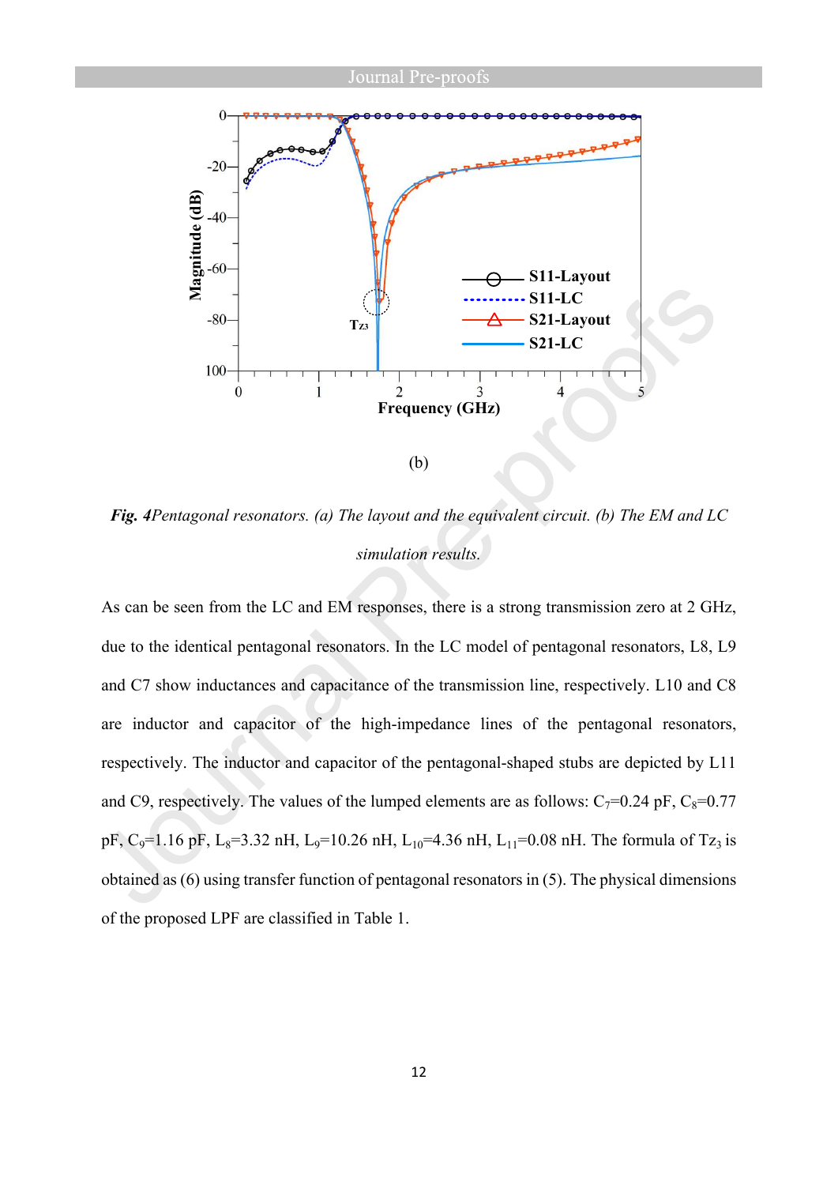(b)

***Fig. 4****Pentagonal resonators. (a) The layout and the equivalent circuit. (b) The EM and LC simulation results.*

As can be seen from the LC and EM responses, there is a strong transmission zero at 2 GHz, due to the identical pentagonal resonators. In the LC model of pentagonal resonators, L8, L9 and C7 show inductances and capacitance of the transmission line, respectively. L10 and C8 are inductor and capacitor of the high-impedance lines of the pentagonal resonators, respectively. The inductor and capacitor of the pentagonal-shaped stubs are depicted by L11 and C9, respectively. The values of the lumped elements are as follows: $C_7$=0.24 pF, $C_8$=0.77 pF, $C_9$=1.16 pF, $L_8$=3.32 nH, $L_9$=10.26 nH, $L_{10}$=4.36 nH, $L_{11}$=0.08 nH. The formula of $Tz_3$ is obtained as (6) using transfer function of pentagonal resonators in (5). The physical dimensions of the proposed LPF are classified in Table 1.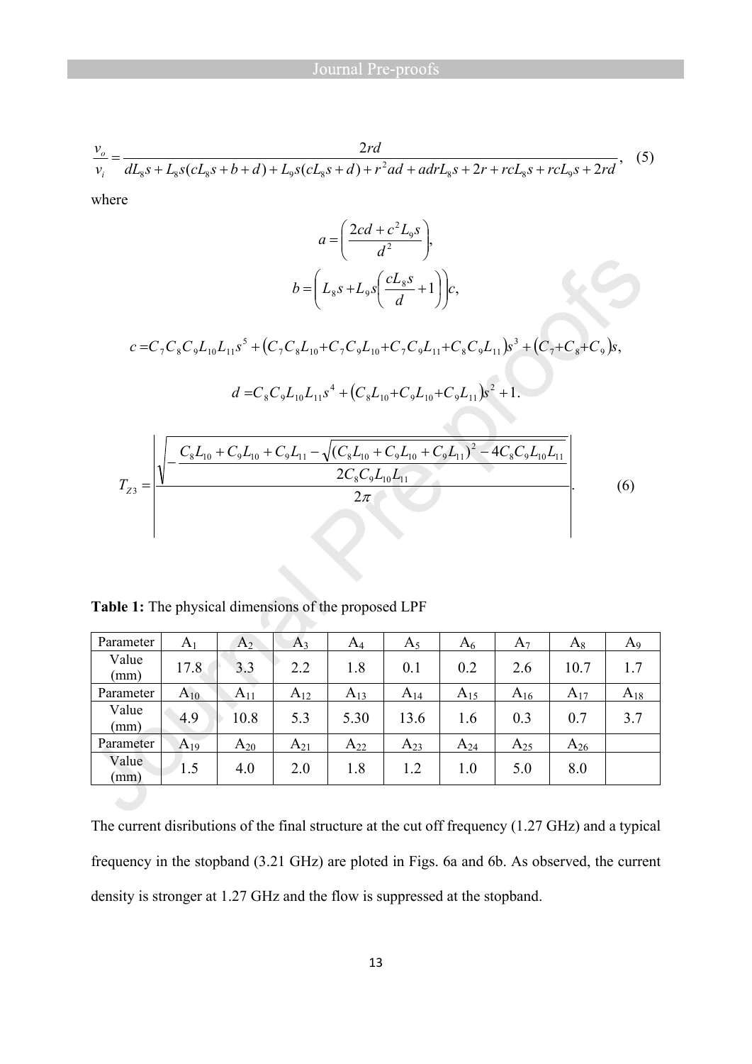$$\frac{v_o}{v_i} = \frac{2rd}{dL_8 s + L_8 s(cL_8 s + b + d) + L_9 s(cL_8 s + d) + r^2 ad + adrL_8 s + 2r + rcL_8 s + rcL_9 s + 2rd}, \quad (5)$$

where

$$a = \left( \frac{2cd + c^2 L_9 s}{d^2} \right),$$

$$b = \left( L_8 s + L_9 s \left( \frac{cL_8 s}{d} + 1 \right) \right) c,$$

$$c = C_7 C_8 C_9 L_{10} L_{11} s^5 + \left( C_7 C_8 L_{10} + C_7 C_9 L_{10} + C_7 C_9 L_{11} + C_8 C_9 L_{11} \right) s^3 + \left( C_7 + C_8 + C_9 \right) s,$$

$$d = C_8 C_9 L_{10} L_{11} s^4 + \left( C_8 L_{10} + C_9 L_{10} + C_9 L_{11} \right) s^2 + 1.$$

$$T_{Z3} = \left| \frac{\sqrt{-\dfrac{C_8 L_{10} + C_9 L_{10} + C_9 L_{11} - \sqrt{(C_8 L_{10} + C_9 L_{10} + C_9 L_{11})^2 - 4 C_8 C_9 L_{10} L_{11}}}{2 C_8 C_9 L_{10} L_{11}}}}{2\pi} \right|. \quad (6)$$

**Table 1:** The physical dimensions of the proposed LPF

| Parameter | $A_1$ | $A_2$ | $A_3$ | $A_4$ | $A_5$ | $A_6$ | $A_7$ | $A_8$ | $A_9$ |
|---|---|---|---|---|---|---|---|---|---|
| Value (mm) | 17.8 | 3.3 | 2.2 | 1.8 | 0.1 | 0.2 | 2.6 | 10.7 | 1.7 |
| Parameter | $A_{10}$ | $A_{11}$ | $A_{12}$ | $A_{13}$ | $A_{14}$ | $A_{15}$ | $A_{16}$ | $A_{17}$ | $A_{18}$ |
| Value (mm) | 4.9 | 10.8 | 5.3 | 5.30 | 13.6 | 1.6 | 0.3 | 0.7 | 3.7 |
| Parameter | $A_{19}$ | $A_{20}$ | $A_{21}$ | $A_{22}$ | $A_{23}$ | $A_{24}$ | $A_{25}$ | $A_{26}$ | |
| Value (mm) | 1.5 | 4.0 | 2.0 | 1.8 | 1.2 | 1.0 | 5.0 | 8.0 | |

The current disributions of the final structure at the cut off frequency (1.27 GHz) and a typical frequency in the stopband (3.21 GHz) are ploted in Figs. 6a and 6b. As observed, the current density is stronger at 1.27 GHz and the flow is suppressed at the stopband.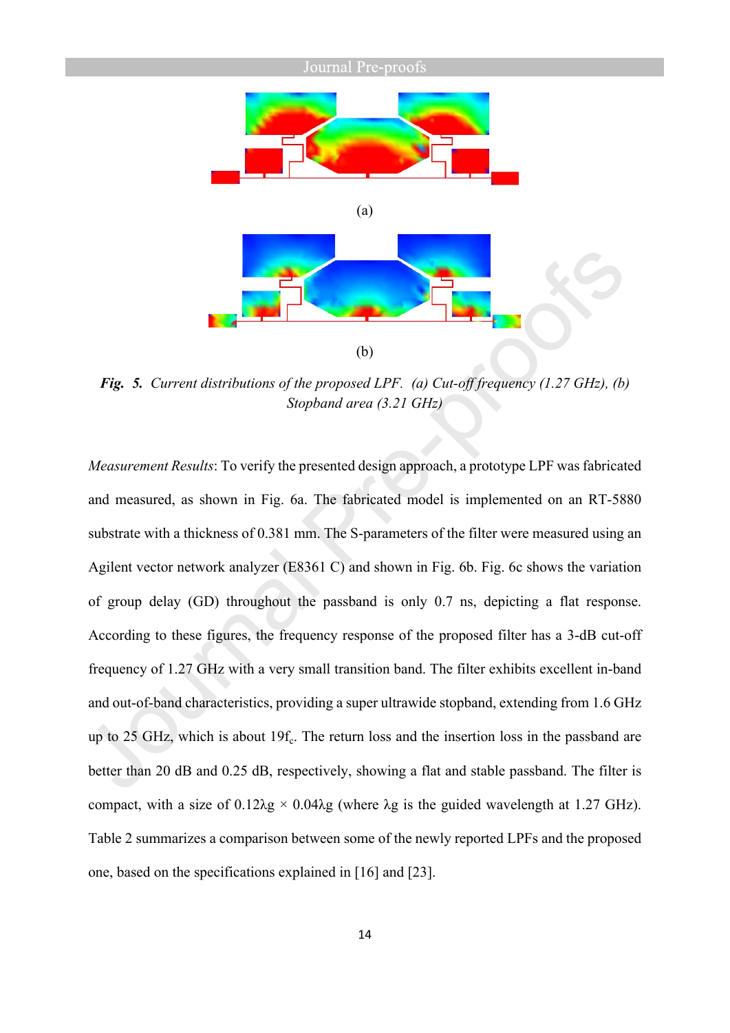(a)

(b)

***Fig. 5.*** *Current distributions of the proposed LPF. (a) Cut-off frequency (1.27 GHz), (b) Stopband area (3.21 GHz)*

*Measurement Results*: To verify the presented design approach, a prototype LPF was fabricated and measured, as shown in Fig. 6a. The fabricated model is implemented on an RT-5880 substrate with a thickness of 0.381 mm. The S-parameters of the filter were measured using an Agilent vector network analyzer (E8361 C) and shown in Fig. 6b. Fig. 6c shows the variation of group delay (GD) throughout the passband is only 0.7 ns, depicting a flat response. According to these figures, the frequency response of the proposed filter has a 3-dB cut-off frequency of 1.27 GHz with a very small transition band. The filter exhibits excellent in-band and out-of-band characteristics, providing a super ultrawide stopband, extending from 1.6 GHz up to 25 GHz, which is about $19f_c$. The return loss and the insertion loss in the passband are better than 20 dB and 0.25 dB, respectively, showing a flat and stable passband. The filter is compact, with a size of $0.12\lambda g \times 0.04\lambda g$ (where $\lambda g$ is the guided wavelength at 1.27 GHz). Table 2 summarizes a comparison between some of the newly reported LPFs and the proposed one, based on the specifications explained in [16] and [23].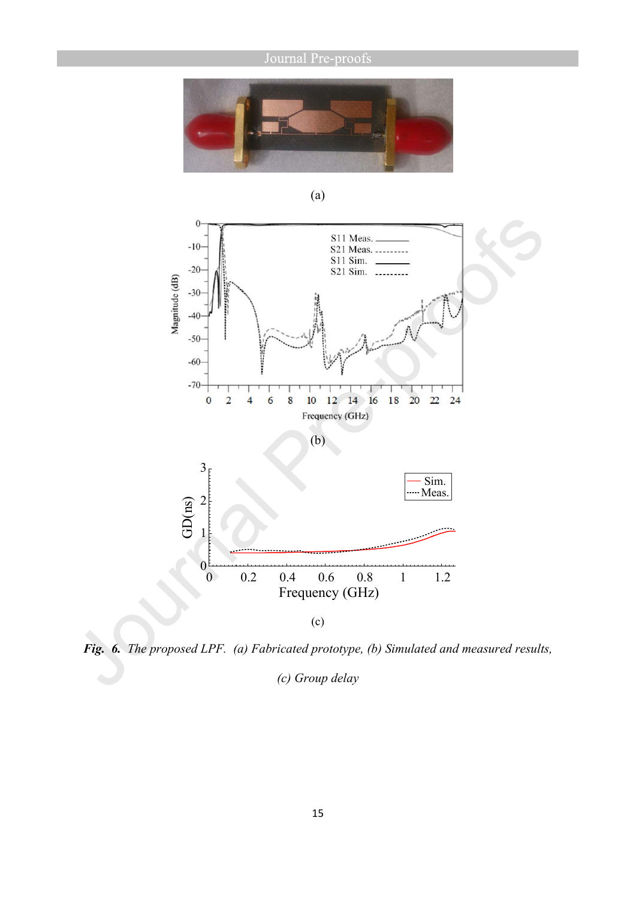(a)

(b)

(c)

***Fig. 6.*** *The proposed LPF. (a) Fabricated prototype, (b) Simulated and measured results, (c) Group delay*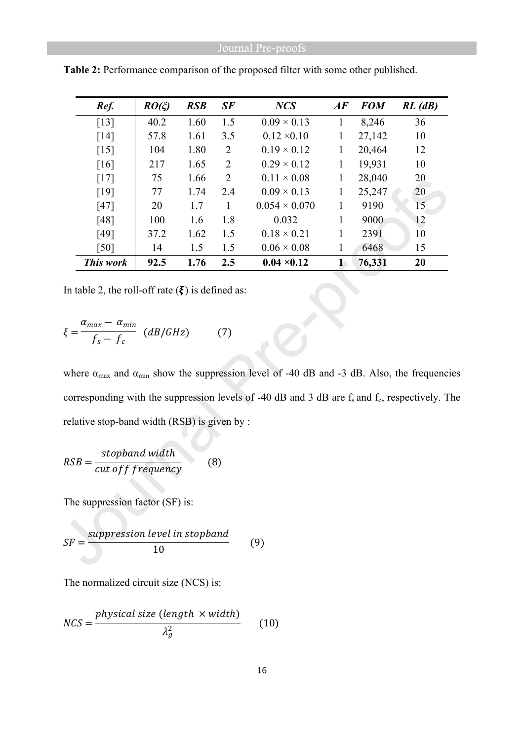**Table 2:** Performance comparison of the proposed filter with some other published.

| *Ref.* | *RO(ξ)* | *RSB* | *SF* | *NCS* | *AF* | *FOM* | *RL (dB)* |
|---|---|---|---|---|---|---|---|
| [13] | 40.2 | 1.60 | 1.5 | 0.09 × 0.13 | 1 | 8,246 | 36 |
| [14] | 57.8 | 1.61 | 3.5 | 0.12 ×0.10 | 1 | 27,142 | 10 |
| [15] | 104 | 1.80 | 2 | 0.19 × 0.12 | 1 | 20,464 | 12 |
| [16] | 217 | 1.65 | 2 | 0.29 × 0.12 | 1 | 19,931 | 10 |
| [17] | 75 | 1.66 | 2 | 0.11 × 0.08 | 1 | 28,040 | 20 |
| [19] | 77 | 1.74 | 2.4 | 0.09 × 0.13 | 1 | 25,247 | 20 |
| [47] | 20 | 1.7 | 1 | 0.054 × 0.070 | 1 | 9190 | 15 |
| [48] | 100 | 1.6 | 1.8 | 0.032 | 1 | 9000 | 12 |
| [49] | 37.2 | 1.62 | 1.5 | 0.18 × 0.21 | 1 | 2391 | 10 |
| [50] | 14 | 1.5 | 1.5 | 0.06 × 0.08 | 1 | 6468 | 15 |
| ***This work*** | **92.5** | **1.76** | **2.5** | **0.04 ×0.12** | **1** | **76,331** | **20** |

In table 2, the roll-off rate ($\boldsymbol{\xi}$) is defined as:

$$\xi = \frac{\alpha_{max} - \alpha_{min}}{f_s - f_c} \quad (dB/GHz) \qquad (7)$$

where $\alpha_{max}$ and $\alpha_{min}$ show the suppression level of -40 dB and -3 dB. Also, the frequencies corresponding with the suppression levels of -40 dB and 3 dB are $f_s$ and $f_c$, respectively. The relative stop-band width (RSB) is given by :

$$RSB = \frac{stopband\ width}{cut\ off\ frequency} \qquad (8)$$

The suppression factor (SF) is:

$$SF = \frac{suppression\ level\ in\ stopband}{10} \qquad (9)$$

The normalized circuit size (NCS) is:

$$NCS = \frac{physical\ size\ (length\ \times width)}{\lambda_g^2} \qquad (10)$$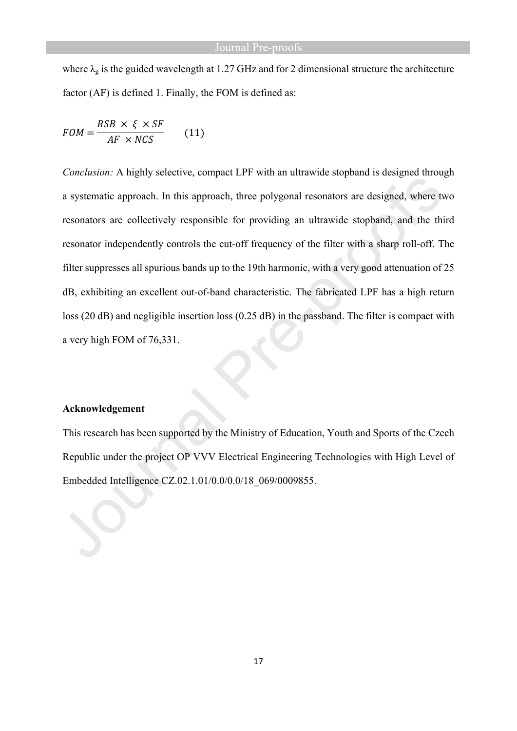where $\lambda_g$ is the guided wavelength at 1.27 GHz and for 2 dimensional structure the architecture factor (AF) is defined 1. Finally, the FOM is defined as:

$$FOM = \frac{RSB \times \xi \times SF}{AF \times NCS} \qquad (11)$$

*Conclusion:* A highly selective, compact LPF with an ultrawide stopband is designed through a systematic approach. In this approach, three polygonal resonators are designed, where two resonators are collectively responsible for providing an ultrawide stopband, and the third resonator independently controls the cut-off frequency of the filter with a sharp roll-off. The filter suppresses all spurious bands up to the 19th harmonic, with a very good attenuation of 25 dB, exhibiting an excellent out-of-band characteristic. The fabricated LPF has a high return loss (20 dB) and negligible insertion loss (0.25 dB) in the passband. The filter is compact with a very high FOM of 76,331.

**Acknowledgement**

This research has been supported by the Ministry of Education, Youth and Sports of the Czech Republic under the project OP VVV Electrical Engineering Technologies with High Level of Embedded Intelligence CZ.02.1.01/0.0/0.0/18_069/0009855.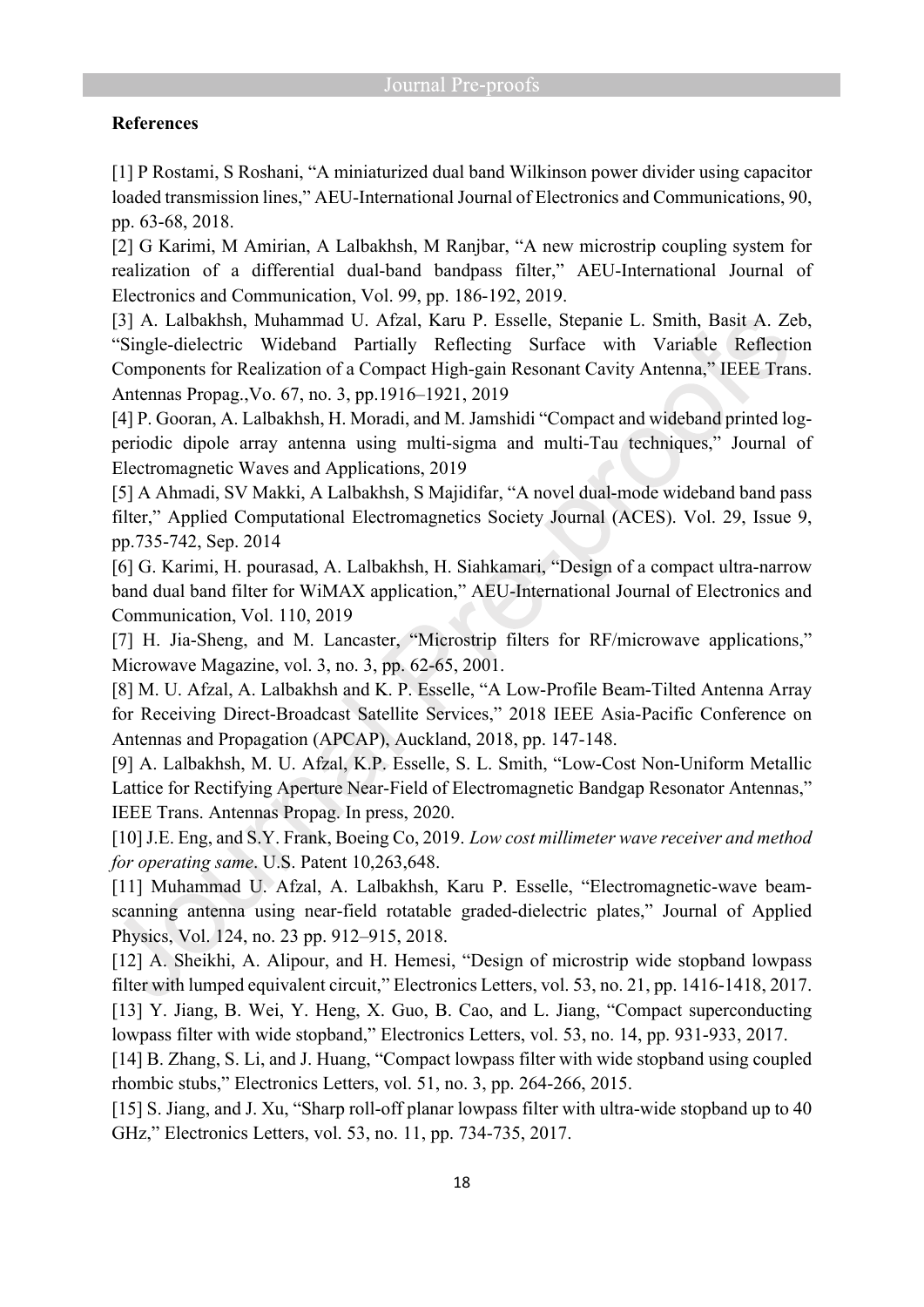**References**

[1] P Rostami, S Roshani, "A miniaturized dual band Wilkinson power divider using capacitor loaded transmission lines," AEU-International Journal of Electronics and Communications, 90, pp. 63-68, 2018.

[2] G Karimi, M Amirian, A Lalbakhsh, M Ranjbar, "A new microstrip coupling system for realization of a differential dual-band bandpass filter," AEU-International Journal of Electronics and Communication, Vol. 99, pp. 186-192, 2019.

[3] A. Lalbakhsh, Muhammad U. Afzal, Karu P. Esselle, Stepanie L. Smith, Basit A. Zeb, "Single-dielectric Wideband Partially Reflecting Surface with Variable Reflection Components for Realization of a Compact High-gain Resonant Cavity Antenna," IEEE Trans. Antennas Propag.,Vo. 67, no. 3, pp.1916–1921, 2019

[4] P. Gooran, A. Lalbakhsh, H. Moradi, and M. Jamshidi "Compact and wideband printed log-periodic dipole array antenna using multi-sigma and multi-Tau techniques," Journal of Electromagnetic Waves and Applications, 2019

[5] A Ahmadi, SV Makki, A Lalbakhsh, S Majidifar, "A novel dual-mode wideband band pass filter," Applied Computational Electromagnetics Society Journal (ACES). Vol. 29, Issue 9, pp.735-742, Sep. 2014

[6] G. Karimi, H. pourasad, A. Lalbakhsh, H. Siahkamari, "Design of a compact ultra-narrow band dual band filter for WiMAX application," AEU-International Journal of Electronics and Communication, Vol. 110, 2019

[7] H. Jia-Sheng, and M. Lancaster, "Microstrip filters for RF/microwave applications," Microwave Magazine, vol. 3, no. 3, pp. 62-65, 2001.

[8] M. U. Afzal, A. Lalbakhsh and K. P. Esselle, "A Low-Profile Beam-Tilted Antenna Array for Receiving Direct-Broadcast Satellite Services," 2018 IEEE Asia-Pacific Conference on Antennas and Propagation (APCAP), Auckland, 2018, pp. 147-148.

[9] A. Lalbakhsh, M. U. Afzal, K.P. Esselle, S. L. Smith, "Low-Cost Non-Uniform Metallic Lattice for Rectifying Aperture Near-Field of Electromagnetic Bandgap Resonator Antennas," IEEE Trans. Antennas Propag. In press, 2020.

[10] J.E. Eng, and S.Y. Frank, Boeing Co, 2019. *Low cost millimeter wave receiver and method for operating same*. U.S. Patent 10,263,648.

[11] Muhammad U. Afzal, A. Lalbakhsh, Karu P. Esselle, "Electromagnetic-wave beam-scanning antenna using near-field rotatable graded-dielectric plates," Journal of Applied Physics, Vol. 124, no. 23 pp. 912–915, 2018.

[12] A. Sheikhi, A. Alipour, and H. Hemesi, "Design of microstrip wide stopband lowpass filter with lumped equivalent circuit," Electronics Letters, vol. 53, no. 21, pp. 1416-1418, 2017.

[13] Y. Jiang, B. Wei, Y. Heng, X. Guo, B. Cao, and L. Jiang, "Compact superconducting lowpass filter with wide stopband," Electronics Letters, vol. 53, no. 14, pp. 931-933, 2017.

[14] B. Zhang, S. Li, and J. Huang, "Compact lowpass filter with wide stopband using coupled rhombic stubs," Electronics Letters, vol. 51, no. 3, pp. 264-266, 2015.

[15] S. Jiang, and J. Xu, "Sharp roll-off planar lowpass filter with ultra-wide stopband up to 40 GHz," Electronics Letters, vol. 53, no. 11, pp. 734-735, 2017.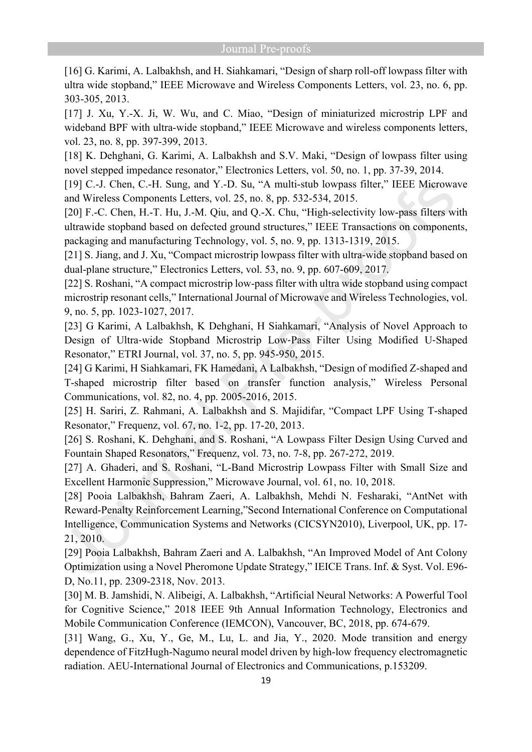[16] G. Karimi, A. Lalbakhsh, and H. Siahkamari, "Design of sharp roll-off lowpass filter with ultra wide stopband," IEEE Microwave and Wireless Components Letters, vol. 23, no. 6, pp. 303-305, 2013.

[17] J. Xu, Y.-X. Ji, W. Wu, and C. Miao, "Design of miniaturized microstrip LPF and wideband BPF with ultra-wide stopband," IEEE Microwave and wireless components letters, vol. 23, no. 8, pp. 397-399, 2013.

[18] K. Dehghani, G. Karimi, A. Lalbakhsh and S.V. Maki, "Design of lowpass filter using novel stepped impedance resonator," Electronics Letters, vol. 50, no. 1, pp. 37-39, 2014.

[19] C.-J. Chen, C.-H. Sung, and Y.-D. Su, "A multi-stub lowpass filter," IEEE Microwave and Wireless Components Letters, vol. 25, no. 8, pp. 532-534, 2015.

[20] F.-C. Chen, H.-T. Hu, J.-M. Qiu, and Q.-X. Chu, "High-selectivity low-pass filters with ultrawide stopband based on defected ground structures," IEEE Transactions on components, packaging and manufacturing Technology, vol. 5, no. 9, pp. 1313-1319, 2015.

[21] S. Jiang, and J. Xu, "Compact microstrip lowpass filter with ultra-wide stopband based on dual-plane structure," Electronics Letters, vol. 53, no. 9, pp. 607-609, 2017.

[22] S. Roshani, "A compact microstrip low-pass filter with ultra wide stopband using compact microstrip resonant cells," International Journal of Microwave and Wireless Technologies, vol. 9, no. 5, pp. 1023-1027, 2017.

[23] G Karimi, A Lalbakhsh, K Dehghani, H Siahkamari, "Analysis of Novel Approach to Design of Ultra-wide Stopband Microstrip Low-Pass Filter Using Modified U-Shaped Resonator," ETRI Journal, vol. 37, no. 5, pp. 945-950, 2015.

[24] G Karimi, H Siahkamari, FK Hamedani, A Lalbakhsh, "Design of modified Z-shaped and T-shaped microstrip filter based on transfer function analysis," Wireless Personal Communications, vol. 82, no. 4, pp. 2005-2016, 2015.

[25] H. Sariri, Z. Rahmani, A. Lalbakhsh and S. Majidifar, "Compact LPF Using T-shaped Resonator," Frequenz, vol. 67, no. 1-2, pp. 17-20, 2013.

[26] S. Roshani, K. Dehghani, and S. Roshani, "A Lowpass Filter Design Using Curved and Fountain Shaped Resonators," Frequenz, vol. 73, no. 7-8, pp. 267-272, 2019.

[27] A. Ghaderi, and S. Roshani, "L-Band Microstrip Lowpass Filter with Small Size and Excellent Harmonic Suppression," Microwave Journal, vol. 61, no. 10, 2018.

[28] Pooia Lalbakhsh, Bahram Zaeri, A. Lalbakhsh, Mehdi N. Fesharaki, "AntNet with Reward-Penalty Reinforcement Learning,"Second International Conference on Computational Intelligence, Communication Systems and Networks (CICSYN2010), Liverpool, UK, pp. 17-21, 2010.

[29] Pooia Lalbakhsh, Bahram Zaeri and A. Lalbakhsh, "An Improved Model of Ant Colony Optimization using a Novel Pheromone Update Strategy," IEICE Trans. Inf. & Syst. Vol. E96-D, No.11, pp. 2309-2318, Nov. 2013.

[30] M. B. Jamshidi, N. Alibeigi, A. Lalbakhsh, "Artificial Neural Networks: A Powerful Tool for Cognitive Science," 2018 IEEE 9th Annual Information Technology, Electronics and Mobile Communication Conference (IEMCON), Vancouver, BC, 2018, pp. 674-679.

[31] Wang, G., Xu, Y., Ge, M., Lu, L. and Jia, Y., 2020. Mode transition and energy dependence of FitzHugh-Nagumo neural model driven by high-low frequency electromagnetic radiation. AEU-International Journal of Electronics and Communications, p.153209.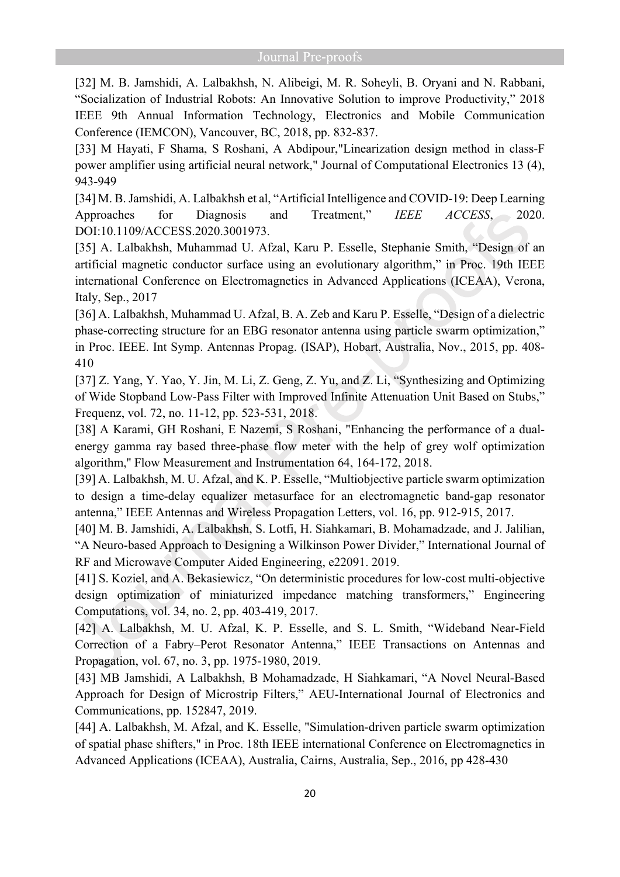[32] M. B. Jamshidi, A. Lalbakhsh, N. Alibeigi, M. R. Soheyli, B. Oryani and N. Rabbani, “Socialization of Industrial Robots: An Innovative Solution to improve Productivity,” 2018 IEEE 9th Annual Information Technology, Electronics and Mobile Communication Conference (IEMCON), Vancouver, BC, 2018, pp. 832-837.

[33] M Hayati, F Shama, S Roshani, A Abdipour,"Linearization design method in class-F power amplifier using artificial neural network," Journal of Computational Electronics 13 (4), 943-949

[34] M. B. Jamshidi, A. Lalbakhsh et al, “Artificial Intelligence and COVID-19: Deep Learning Approaches for Diagnosis and Treatment,” *IEEE ACCESS*, 2020. DOI:10.1109/ACCESS.2020.3001973.

[35] A. Lalbakhsh, Muhammad U. Afzal, Karu P. Esselle, Stephanie Smith, “Design of an artificial magnetic conductor surface using an evolutionary algorithm,” in Proc. 19th IEEE international Conference on Electromagnetics in Advanced Applications (ICEAA), Verona, Italy, Sep., 2017

[36] A. Lalbakhsh, Muhammad U. Afzal, B. A. Zeb and Karu P. Esselle, “Design of a dielectric phase-correcting structure for an EBG resonator antenna using particle swarm optimization,” in Proc. IEEE. Int Symp. Antennas Propag. (ISAP), Hobart, Australia, Nov., 2015, pp. 408-410

[37] Z. Yang, Y. Yao, Y. Jin, M. Li, Z. Geng, Z. Yu, and Z. Li, “Synthesizing and Optimizing of Wide Stopband Low-Pass Filter with Improved Infinite Attenuation Unit Based on Stubs,” Frequenz, vol. 72, no. 11-12, pp. 523-531, 2018.

[38] A Karami, GH Roshani, E Nazemi, S Roshani, "Enhancing the performance of a dual-energy gamma ray based three-phase flow meter with the help of grey wolf optimization algorithm," Flow Measurement and Instrumentation 64, 164-172, 2018.

[39] A. Lalbakhsh, M. U. Afzal, and K. P. Esselle, “Multiobjective particle swarm optimization to design a time-delay equalizer metasurface for an electromagnetic band-gap resonator antenna,” IEEE Antennas and Wireless Propagation Letters, vol. 16, pp. 912-915, 2017.

[40] M. B. Jamshidi, A. Lalbakhsh, S. Lotfi, H. Siahkamari, B. Mohamadzade, and J. Jalilian, “A Neuro-based Approach to Designing a Wilkinson Power Divider,” International Journal of RF and Microwave Computer Aided Engineering, e22091. 2019.

[41] S. Koziel, and A. Bekasiewicz, “On deterministic procedures for low-cost multi-objective design optimization of miniaturized impedance matching transformers,” Engineering Computations, vol. 34, no. 2, pp. 403-419, 2017.

[42] A. Lalbakhsh, M. U. Afzal, K. P. Esselle, and S. L. Smith, “Wideband Near-Field Correction of a Fabry–Perot Resonator Antenna,” IEEE Transactions on Antennas and Propagation, vol. 67, no. 3, pp. 1975-1980, 2019.

[43] MB Jamshidi, A Lalbakhsh, B Mohamadzade, H Siahkamari, “A Novel Neural-Based Approach for Design of Microstrip Filters,” AEU-International Journal of Electronics and Communications, pp. 152847, 2019.

[44] A. Lalbakhsh, M. Afzal, and K. Esselle, "Simulation-driven particle swarm optimization of spatial phase shifters," in Proc. 18th IEEE international Conference on Electromagnetics in Advanced Applications (ICEAA), Australia, Cairns, Australia, Sep., 2016, pp 428-430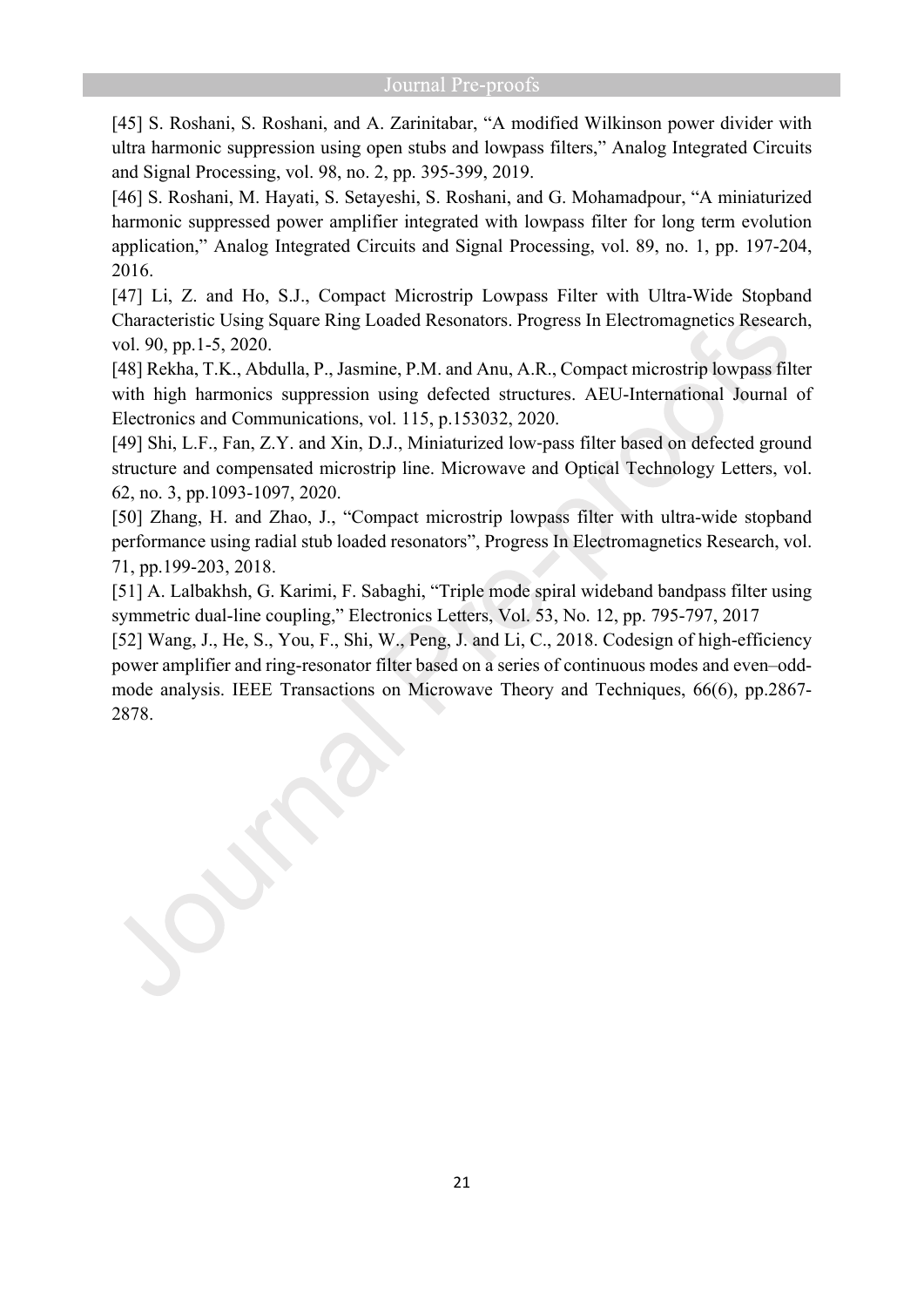[45] S. Roshani, S. Roshani, and A. Zarinitabar, "A modified Wilkinson power divider with ultra harmonic suppression using open stubs and lowpass filters," Analog Integrated Circuits and Signal Processing, vol. 98, no. 2, pp. 395-399, 2019.

[46] S. Roshani, M. Hayati, S. Setayeshi, S. Roshani, and G. Mohamadpour, "A miniaturized harmonic suppressed power amplifier integrated with lowpass filter for long term evolution application," Analog Integrated Circuits and Signal Processing, vol. 89, no. 1, pp. 197-204, 2016.

[47] Li, Z. and Ho, S.J., Compact Microstrip Lowpass Filter with Ultra-Wide Stopband Characteristic Using Square Ring Loaded Resonators. Progress In Electromagnetics Research, vol. 90, pp.1-5, 2020.

[48] Rekha, T.K., Abdulla, P., Jasmine, P.M. and Anu, A.R., Compact microstrip lowpass filter with high harmonics suppression using defected structures. AEU-International Journal of Electronics and Communications, vol. 115, p.153032, 2020.

[49] Shi, L.F., Fan, Z.Y. and Xin, D.J., Miniaturized low-pass filter based on defected ground structure and compensated microstrip line. Microwave and Optical Technology Letters, vol. 62, no. 3, pp.1093-1097, 2020.

[50] Zhang, H. and Zhao, J., "Compact microstrip lowpass filter with ultra-wide stopband performance using radial stub loaded resonators", Progress In Electromagnetics Research, vol. 71, pp.199-203, 2018.

[51] A. Lalbakhsh, G. Karimi, F. Sabaghi, "Triple mode spiral wideband bandpass filter using symmetric dual-line coupling," Electronics Letters, Vol. 53, No. 12, pp. 795-797, 2017

[52] Wang, J., He, S., You, F., Shi, W., Peng, J. and Li, C., 2018. Codesign of high-efficiency power amplifier and ring-resonator filter based on a series of continuous modes and even–odd-mode analysis. IEEE Transactions on Microwave Theory and Techniques, 66(6), pp.2867-2878.